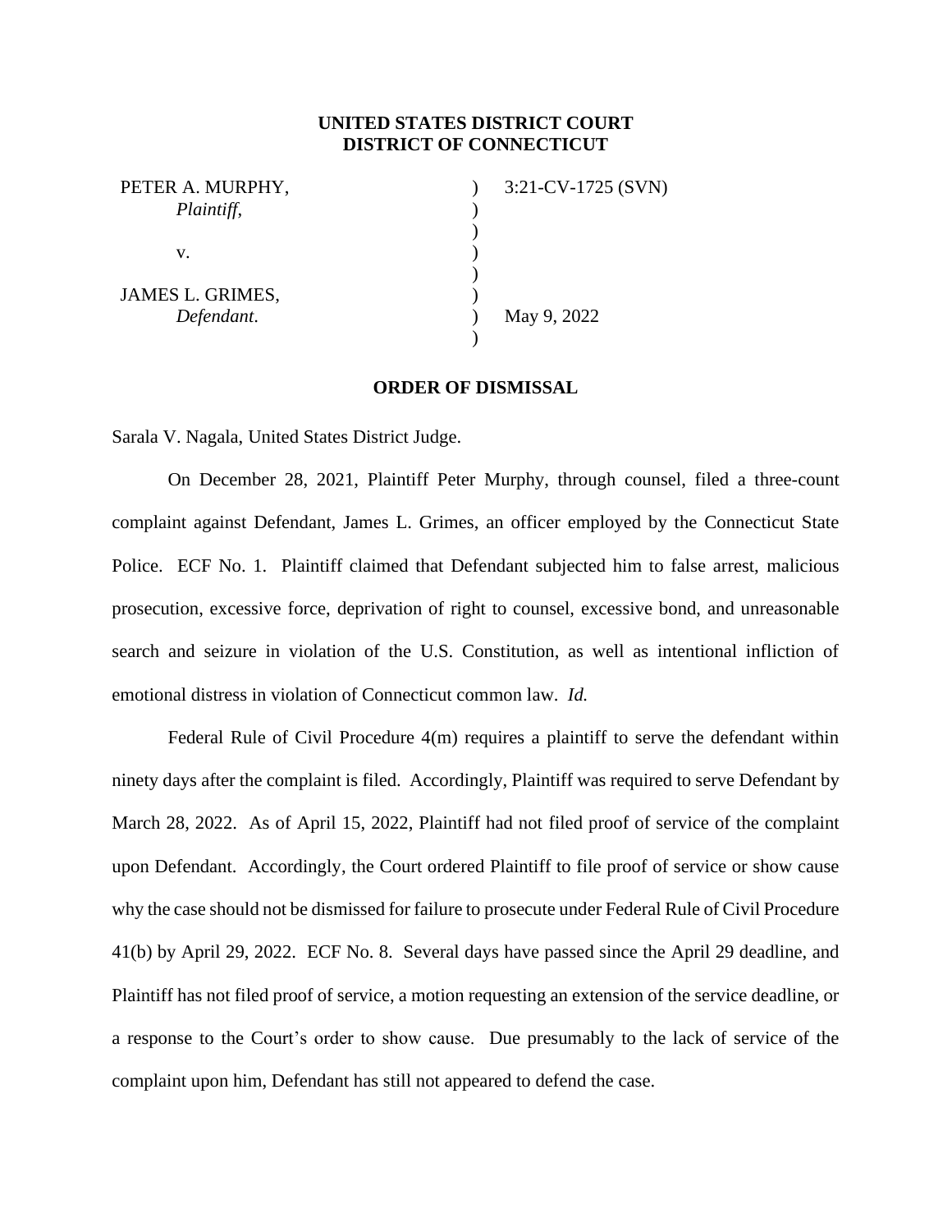**UNITED STATES DISTRICT COURT**
**DISTRICT OF CONNECTICUT**

| | | |
|---|---|---|
| PETER A. MURPHY, *Plaintiff*, | ) | 3:21-CV-1725 (SVN) |
| | ) | |
| v. | ) | |
| | ) | |
| JAMES L. GRIMES, *Defendant*. | ) | May 9, 2022 |

**ORDER OF DISMISSAL**

Sarala V. Nagala, United States District Judge.

On December 28, 2021, Plaintiff Peter Murphy, through counsel, filed a three-count complaint against Defendant, James L. Grimes, an officer employed by the Connecticut State Police. ECF No. 1. Plaintiff claimed that Defendant subjected him to false arrest, malicious prosecution, excessive force, deprivation of right to counsel, excessive bond, and unreasonable search and seizure in violation of the U.S. Constitution, as well as intentional infliction of emotional distress in violation of Connecticut common law. *Id.*

Federal Rule of Civil Procedure 4(m) requires a plaintiff to serve the defendant within ninety days after the complaint is filed. Accordingly, Plaintiff was required to serve Defendant by March 28, 2022. As of April 15, 2022, Plaintiff had not filed proof of service of the complaint upon Defendant. Accordingly, the Court ordered Plaintiff to file proof of service or show cause why the case should not be dismissed for failure to prosecute under Federal Rule of Civil Procedure 41(b) by April 29, 2022. ECF No. 8. Several days have passed since the April 29 deadline, and Plaintiff has not filed proof of service, a motion requesting an extension of the service deadline, or a response to the Court's order to show cause. Due presumably to the lack of service of the complaint upon him, Defendant has still not appeared to defend the case.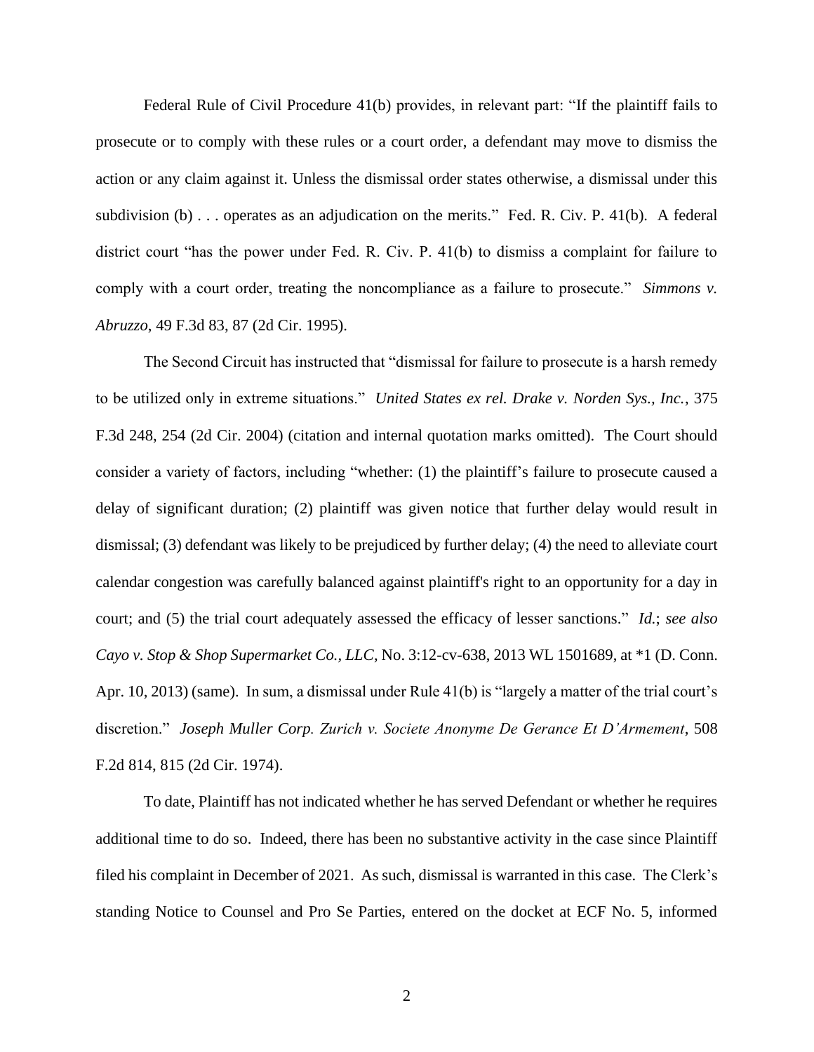Federal Rule of Civil Procedure 41(b) provides, in relevant part: "If the plaintiff fails to prosecute or to comply with these rules or a court order, a defendant may move to dismiss the action or any claim against it. Unless the dismissal order states otherwise, a dismissal under this subdivision (b) . . . operates as an adjudication on the merits." Fed. R. Civ. P. 41(b). A federal district court "has the power under Fed. R. Civ. P. 41(b) to dismiss a complaint for failure to comply with a court order, treating the noncompliance as a failure to prosecute." *Simmons v. Abruzzo*, 49 F.3d 83, 87 (2d Cir. 1995).

The Second Circuit has instructed that "dismissal for failure to prosecute is a harsh remedy to be utilized only in extreme situations." *United States ex rel. Drake v. Norden Sys., Inc.*, 375 F.3d 248, 254 (2d Cir. 2004) (citation and internal quotation marks omitted). The Court should consider a variety of factors, including "whether: (1) the plaintiff's failure to prosecute caused a delay of significant duration; (2) plaintiff was given notice that further delay would result in dismissal; (3) defendant was likely to be prejudiced by further delay; (4) the need to alleviate court calendar congestion was carefully balanced against plaintiff's right to an opportunity for a day in court; and (5) the trial court adequately assessed the efficacy of lesser sanctions." *Id.*; *see also Cayo v. Stop & Shop Supermarket Co., LLC*, No. 3:12-cv-638, 2013 WL 1501689, at *1 (D. Conn. Apr. 10, 2013) (same). In sum, a dismissal under Rule 41(b) is "largely a matter of the trial court's discretion." *Joseph Muller Corp. Zurich v. Societe Anonyme De Gerance Et D'Armement*, 508 F.2d 814, 815 (2d Cir. 1974).

To date, Plaintiff has not indicated whether he has served Defendant or whether he requires additional time to do so. Indeed, there has been no substantive activity in the case since Plaintiff filed his complaint in December of 2021. As such, dismissal is warranted in this case. The Clerk's standing Notice to Counsel and Pro Se Parties, entered on the docket at ECF No. 5, informed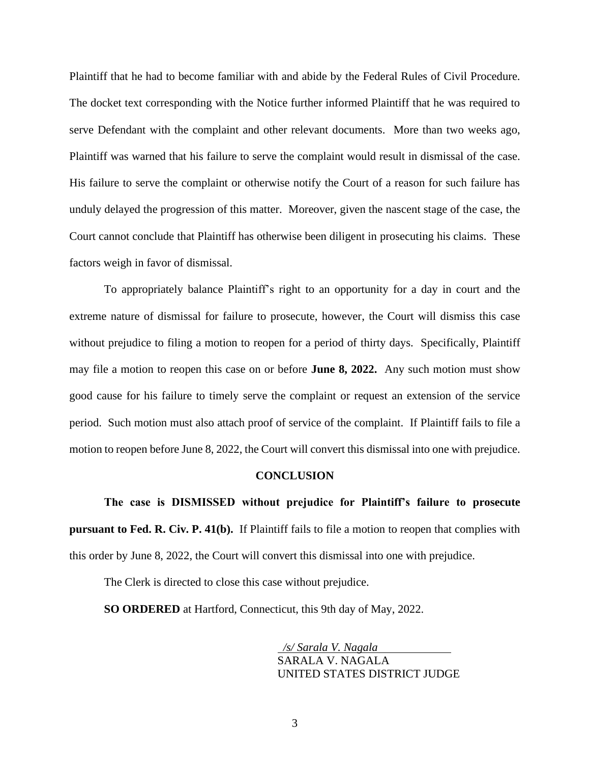Plaintiff that he had to become familiar with and abide by the Federal Rules of Civil Procedure. The docket text corresponding with the Notice further informed Plaintiff that he was required to serve Defendant with the complaint and other relevant documents. More than two weeks ago, Plaintiff was warned that his failure to serve the complaint would result in dismissal of the case. His failure to serve the complaint or otherwise notify the Court of a reason for such failure has unduly delayed the progression of this matter. Moreover, given the nascent stage of the case, the Court cannot conclude that Plaintiff has otherwise been diligent in prosecuting his claims. These factors weigh in favor of dismissal.

To appropriately balance Plaintiff's right to an opportunity for a day in court and the extreme nature of dismissal for failure to prosecute, however, the Court will dismiss this case without prejudice to filing a motion to reopen for a period of thirty days. Specifically, Plaintiff may file a motion to reopen this case on or before **June 8, 2022.** Any such motion must show good cause for his failure to timely serve the complaint or request an extension of the service period. Such motion must also attach proof of service of the complaint. If Plaintiff fails to file a motion to reopen before June 8, 2022, the Court will convert this dismissal into one with prejudice.

## CONCLUSION

**The case is DISMISSED without prejudice for Plaintiff's failure to prosecute pursuant to Fed. R. Civ. P. 41(b).** If Plaintiff fails to file a motion to reopen that complies with this order by June 8, 2022, the Court will convert this dismissal into one with prejudice.

The Clerk is directed to close this case without prejudice.

**SO ORDERED** at Hartford, Connecticut, this 9th day of May, 2022.

*/s/ Sarala V. Nagala*
SARALA V. NAGALA
UNITED STATES DISTRICT JUDGE